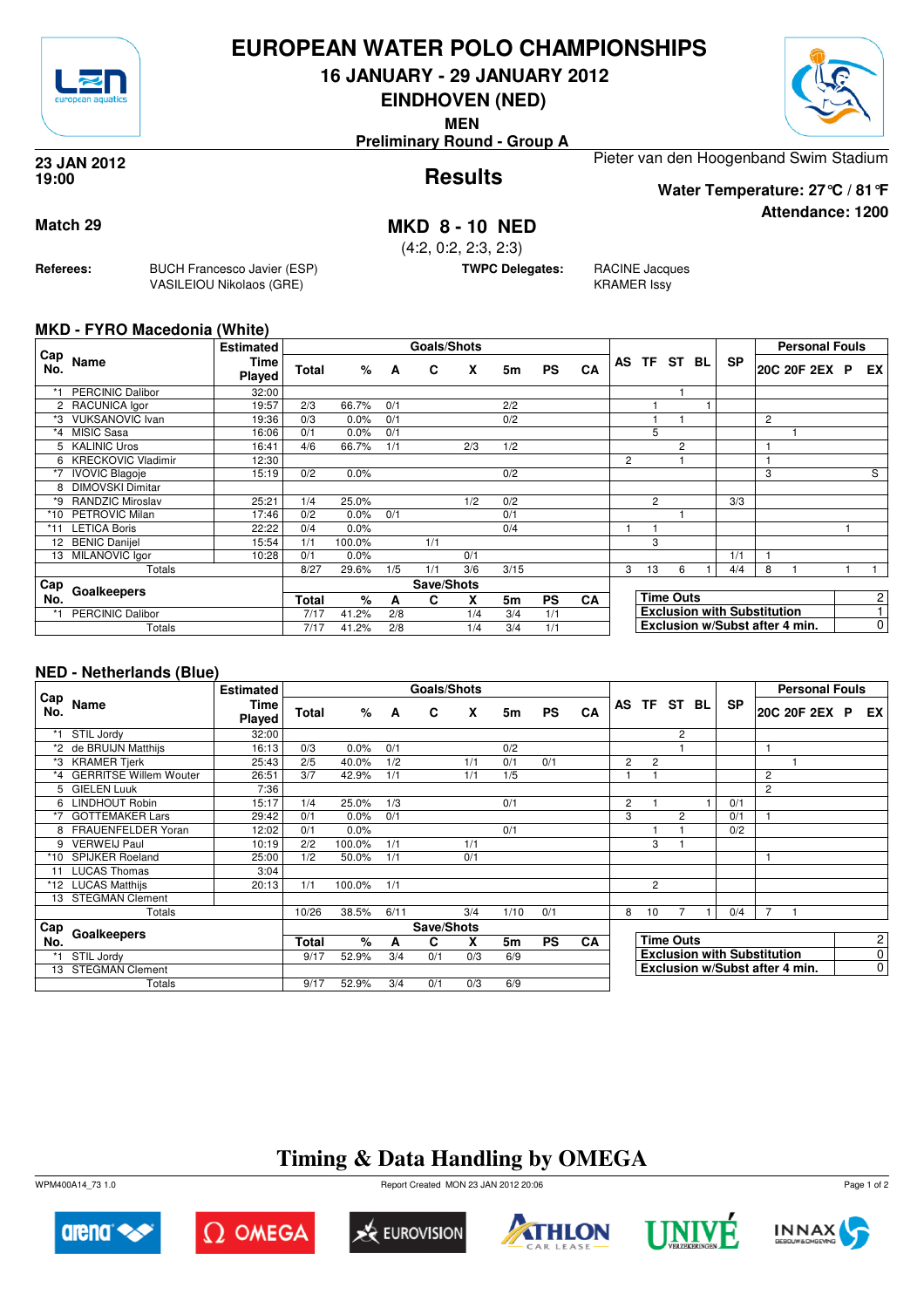# EUROPEAN WATER POLO CHAMPIONSHIPS

## 16 JANUARY - 29 JANUARY 2012

## EINDHOVEN (NED)

**MEN**

**Preliminary Round - Group A**

**23 JAN 2012**
**19:00**

## Results

Pieter van den Hoogenband Swim Stadium

**Water Temperature: 27°C / 81°F**

**Attendance: 1200**

**Match 29**

## MKD 8 - 10 NED

(4:2, 0:2, 2:3, 2:3)

**Referees:** BUCH Francesco Javier (ESP), VASILEIOU Nikolaos (GRE)

**TWPC Delegates:** RACINE Jacques, KRAMER Issy

### MKD - FYRO Macedonia (White)

| Cap No. | Name | Estimated Time Played | Total | % | A | C | X | 5m | PS | CA | AS | TF | ST | BL | SP | 20C | 20F | 2EX | P | EX |
|---|---|---|---|---|---|---|---|---|---|---|---|---|---|---|---|---|---|---|---|---|
| *1 | PERCINIC Dalibor | 32:00 | | | | | | | | | | | 1 | | | | | | | |
| 2 | RACUNICA Igor | 19:57 | 2/3 | 66.7% | 0/1 | | | 2/2 | | | | 1 | | 1 | | | | | | |
| *3 | VUKSANOVIC Ivan | 19:36 | 0/3 | 0.0% | 0/1 | | | 0/2 | | | | 1 | 1 | | | 2 | | | | |
| *4 | MISIC Sasa | 16:06 | 0/1 | 0.0% | 0/1 | | | | | | | 5 | | | | | 1 | | | |
| 5 | KALINIC Uros | 16:41 | 4/6 | 66.7% | 1/1 | | 2/3 | 1/2 | | | | | 2 | | | 1 | | | | |
| 6 | KRECKOVIC Vladimir | 12:30 | | | | | | | | | 2 | | 1 | | | 1 | | | | |
| *7 | IVOVIC Blagoje | 15:19 | 0/2 | 0.0% | | | | 0/2 | | | | | | | | 3 | | | | S |
| 8 | DIMOVSKI Dimitar | | | | | | | | | | | | | | | | | | | |
| *9 | RANDZIC Miroslav | 25:21 | 1/4 | 25.0% | | | 1/2 | 0/2 | | | | 2 | | | 3/3 | | | | | |
| *10 | PETROVIC Milan | 17:46 | 0/2 | 0.0% | 0/1 | | | 0/1 | | | | | 1 | | | | | | | |
| *11 | LETICA Boris | 22:22 | 0/4 | 0.0% | | | | 0/4 | | | 1 | 1 | | | | | | | 1 | |
| 12 | BENIC Danijel | 15:54 | 1/1 | 100.0% | | 1/1 | | | | | | 3 | | | | | | | | |
| 13 | MILANOVIC Igor | 10:28 | 0/1 | 0.0% | | | 0/1 | | | | | | | | 1/1 | 1 | | | | |
| | Totals | | 8/27 | 29.6% | 1/5 | 1/1 | 3/6 | 3/15 | | | 3 | 13 | 6 | 1 | 4/4 | 8 | 1 | | 1 | 1 |

| Cap No. | Goalkeepers | | Total | % | A | C | X | 5m | PS | CA |
|---|---|---|---|---|---|---|---|---|---|---|
| *1 | PERCINIC Dalibor | | 7/17 | 41.2% | 2/8 | | 1/4 | 3/4 | 1/1 | |
| | Totals | | 7/17 | 41.2% | 2/8 | | 1/4 | 3/4 | 1/1 | |

| | |
|---|---|
| Time Outs | 2 |
| Exclusion with Substitution | 1 |
| Exclusion w/Subst after 4 min. | 0 |

### NED - Netherlands (Blue)

| Cap No. | Name | Estimated Time Played | Total | % | A | C | X | 5m | PS | CA | AS | TF | ST | BL | SP | 20C | 20F | 2EX | P | EX |
|---|---|---|---|---|---|---|---|---|---|---|---|---|---|---|---|---|---|---|---|---|
| *1 | STIL Jordy | 32:00 | | | | | | | | | | | 2 | | | | | | | |
| *2 | de BRUIJN Matthijs | 16:13 | 0/3 | 0.0% | 0/1 | | | 0/2 | | | | | 1 | | | 1 | | | | |
| *3 | KRAMER Tjerk | 25:43 | 2/5 | 40.0% | 1/2 | | 1/1 | 0/1 | 0/1 | | 2 | 2 | | | | | 1 | | | |
| *4 | GERRITSE Willem Wouter | 26:51 | 3/7 | 42.9% | 1/1 | | 1/1 | 1/5 | | | 1 | 1 | | | | 2 | | | | |
| 5 | GIELEN Luuk | 7:36 | | | | | | | | | | | | | | 2 | | | | |
| 6 | LINDHOUT Robin | 15:17 | 1/4 | 25.0% | 1/3 | | | 0/1 | | | 2 | 1 | | 1 | 0/1 | | | | | |
| *7 | GOTTEMAKER Lars | 29:42 | 0/1 | 0.0% | 0/1 | | | | | | 3 | | 2 | | 0/1 | 1 | | | | |
| 8 | FRAUENFELDER Yoran | 12:02 | 0/1 | 0.0% | | | | 0/1 | | | | 1 | 1 | | 0/2 | | | | | |
| 9 | VERWEIJ Paul | 10:19 | 2/2 | 100.0% | 1/1 | | 1/1 | | | | | 3 | 1 | | | | | | | |
| *10 | SPIJKER Roeland | 25:00 | 1/2 | 50.0% | 1/1 | | 0/1 | | | | | | | | | 1 | | | | |
| 11 | LUCAS Thomas | 3:04 | | | | | | | | | | | | | | | | | | |
| *12 | LUCAS Matthijs | 20:13 | 1/1 | 100.0% | 1/1 | | | | | | | 2 | | | | | | | | |
| 13 | STEGMAN Clement | | | | | | | | | | | | | | | | | | | |
| | Totals | | 10/26 | 38.5% | 6/11 | | 3/4 | 1/10 | 0/1 | | 8 | 10 | 7 | 1 | 0/4 | 7 | 1 | | | |

| Cap No. | Goalkeepers | | Total | % | A | C | X | 5m | PS | CA |
|---|---|---|---|---|---|---|---|---|---|---|
| *1 | STIL Jordy | | 9/17 | 52.9% | 3/4 | 0/1 | 0/3 | 6/9 | | |
| 13 | STEGMAN Clement | | | | | | | | | |
| | Totals | | 9/17 | 52.9% | 3/4 | 0/1 | 0/3 | 6/9 | | |

| | |
|---|---|
| Time Outs | 2 |
| Exclusion with Substitution | 0 |
| Exclusion w/Subst after 4 min. | 0 |

## Timing & Data Handling by OMEGA

WPM400A14_73 1.0    Report Created MON 23 JAN 2012 20:06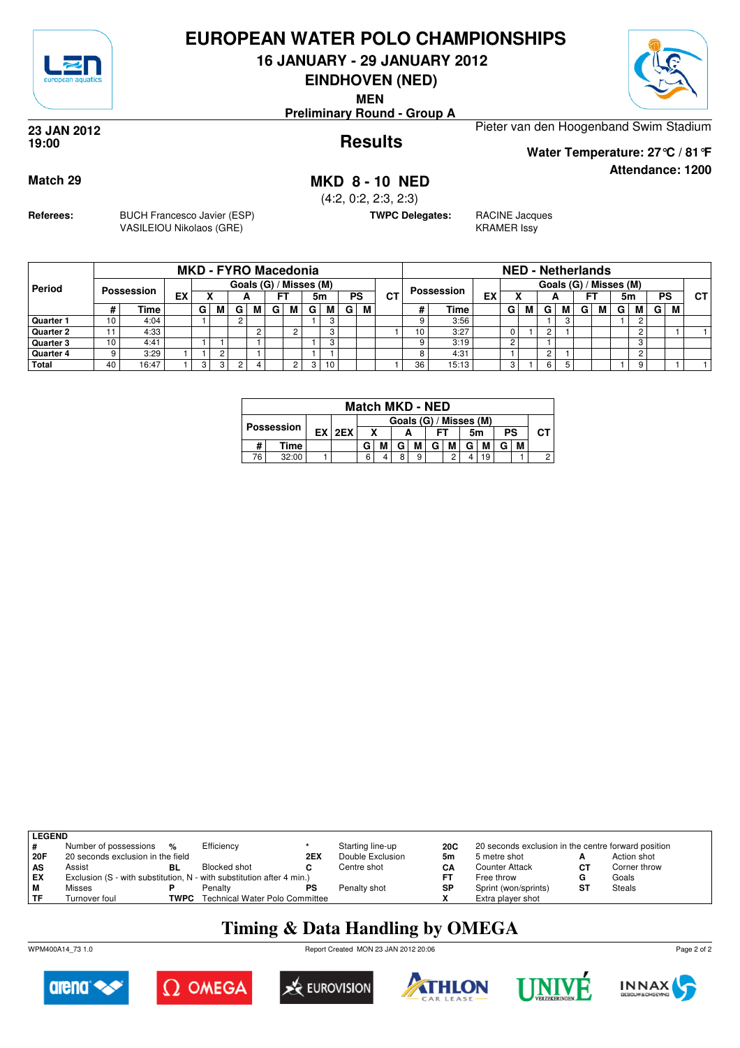# EUROPEAN WATER POLO CHAMPIONSHIPS

## 16 JANUARY - 29 JANUARY 2012

## EINDHOVEN (NED)

**MEN**

**Preliminary Round - Group A**

**23 JAN 2012**
**19:00**

## Results

Pieter van den Hoogenband Swim Stadium

**Water Temperature: 27°C / 81°F**

**Attendance: 1200**

**Match 29**

## MKD 8 - 10 NED

(4:2, 0:2, 2:3, 2:3)

**Referees:** BUCH Francesco Javier (ESP), VASILEIOU Nikolaos (GRE)

**TWPC Delegates:** RACINE Jacques, KRAMER Issy

| Period | MKD - FYRO Macedonia | | | | | | | | | | | | | | NED - Netherlands | | | | | | | | | | | | | |
|---|---|---|---|---|---|---|---|---|---|---|---|---|---|---|---|---|---|---|---|---|---|---|---|---|---|---|---|---|
| | Possession | | EX | Goals (G) / Misses (M) | | | | | | | | | | CT | Possession | | EX | Goals (G) / Misses (M) | | | | | | | | | | CT |
| | | | | X | | A | | FT | | 5m | | PS | | | | | | X | | A | | FT | | 5m | | PS | | |
| | # | Time | | G | M | G | M | G | M | G | M | G | M | | # | Time | | G | M | G | M | G | M | G | M | G | M | |
| Quarter 1 | 10 | 4:04 | | 1 | | 2 | | | | 1 | 3 | | | | 9 | 3:56 | | | | 1 | 3 | | | 1 | 2 | | | |
| Quarter 2 | 11 | 4:33 | | | | | 2 | | 2 | | 3 | | | 1 | 10 | 3:27 | | 0 | 1 | 2 | 1 | | | | 2 | | 1 | 1 |
| Quarter 3 | 10 | 4:41 | | 1 | 1 | | 1 | | | 1 | 3 | | | | 9 | 3:19 | | 2 | | 1 | | | | | 3 | | | |
| Quarter 4 | 9 | 3:29 | 1 | 1 | 2 | | 1 | | | 1 | 1 | | | | 8 | 4:31 | | 1 | | 2 | 1 | | | | 2 | | | |
| Total | 40 | 16:47 | 1 | 3 | 3 | 2 | 4 | | 2 | 3 | 10 | | | 1 | 36 | 15:13 | | 3 | 1 | 6 | 5 | | | 1 | 9 | | 1 | 1 |

### Match MKD - NED

| Possession | | EX | 2EX | Goals (G) / Misses (M) | | | | | | | | | | CT |
|---|---|---|---|---|---|---|---|---|---|---|---|---|---|---|
| | | | | X | | A | | FT | | 5m | | PS | | |
| # | Time | | | G | M | G | M | G | M | G | M | G | M | |
| 76 | 32:00 | 1 | | 6 | 4 | 8 | 9 | | 2 | 4 | 19 | | 1 | 2 |

| LEGEND | | | | | | | | | |
|---|---|---|---|---|---|---|---|---|---|
| # | Number of possessions | % | Efficiency | * | Starting line-up | 20C | 20 seconds exclusion in the centre forward position | | |
| 20F | 20 seconds exclusion in the field | | | 2EX | Double Exclusion | 5m | 5 metre shot | A | Action shot |
| AS | Assist | BL | Blocked shot | C | Centre shot | CA | Counter Attack | CT | Corner throw |
| EX | Exclusion (S - with substitution, N - with substitution after 4 min.) | | | | | FT | Free throw | G | Goals |
| M | Misses | P | Penalty | PS | Penalty shot | SP | Sprint (won/sprints) | ST | Steals |
| TF | Turnover foul | TWPC | Technical Water Polo Committee | | | X | Extra player shot | | |

## Timing & Data Handling by OMEGA

WPM400A14_73 1.0 — Report Created MON 23 JAN 2012 20:06